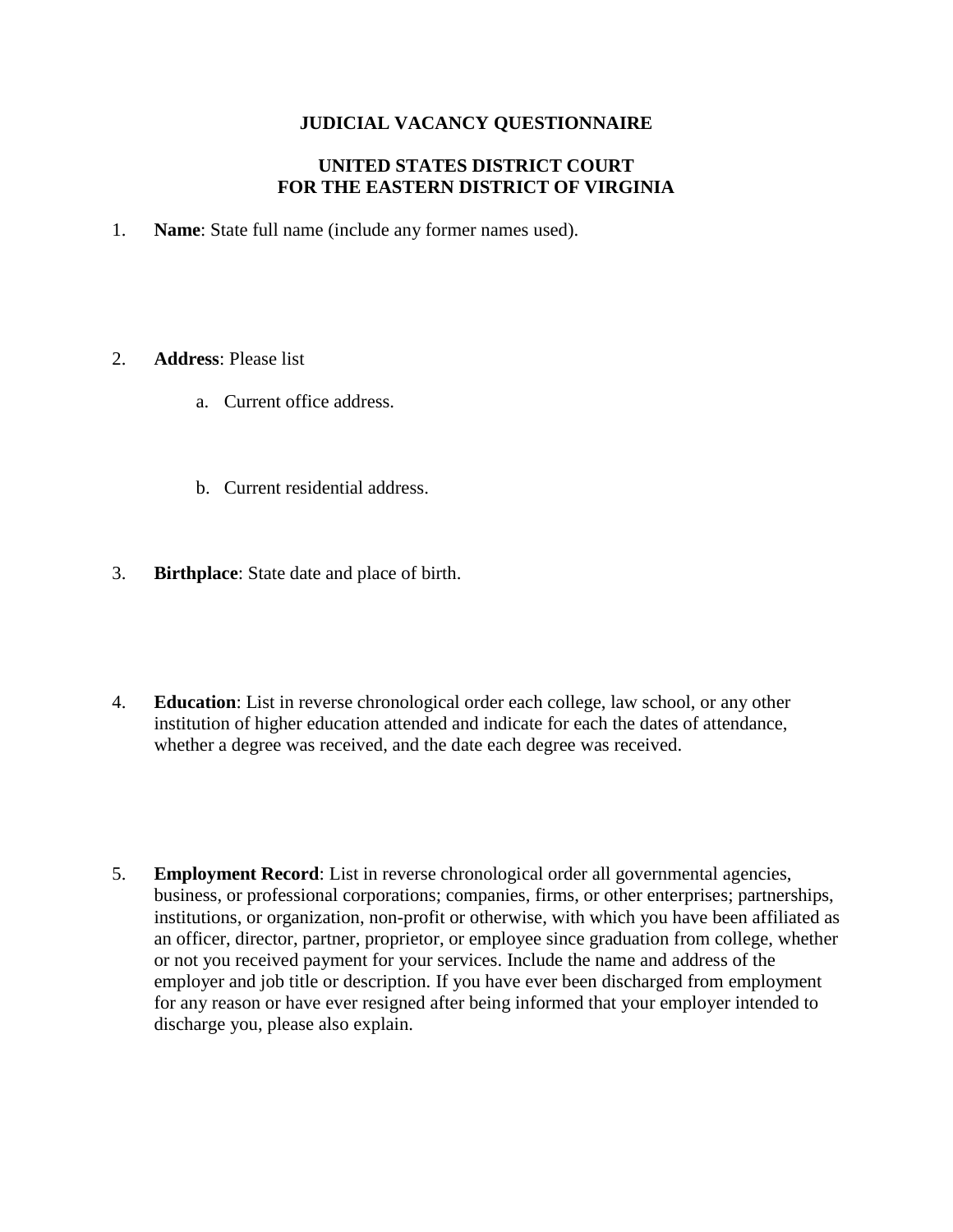# JUDICIAL VACANCY QUESTIONNAIRE

## UNITED STATES DISTRICT COURT
## FOR THE EASTERN DISTRICT OF VIRGINIA

1. **Name**: State full name (include any former names used).

2. **Address**: Please list

   a. Current office address.

   b. Current residential address.

3. **Birthplace**: State date and place of birth.

4. **Education**: List in reverse chronological order each college, law school, or any other institution of higher education attended and indicate for each the dates of attendance, whether a degree was received, and the date each degree was received.

5. **Employment Record**: List in reverse chronological order all governmental agencies, business, or professional corporations; companies, firms, or other enterprises; partnerships, institutions, or organization, non-profit or otherwise, with which you have been affiliated as an officer, director, partner, proprietor, or employee since graduation from college, whether or not you received payment for your services. Include the name and address of the employer and job title or description. If you have ever been discharged from employment for any reason or have ever resigned after being informed that your employer intended to discharge you, please also explain.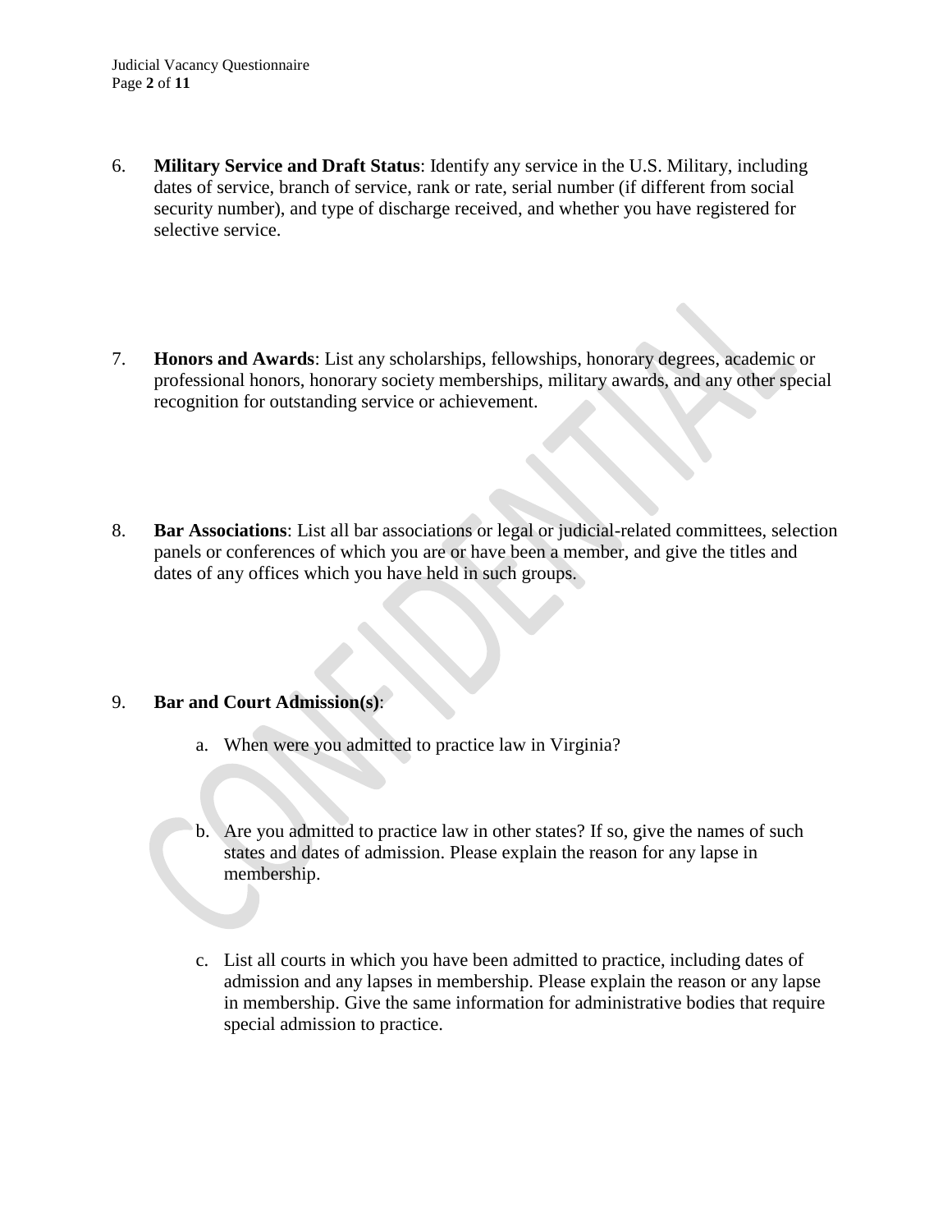6. **Military Service and Draft Status**: Identify any service in the U.S. Military, including dates of service, branch of service, rank or rate, serial number (if different from social security number), and type of discharge received, and whether you have registered for selective service.

7. **Honors and Awards**: List any scholarships, fellowships, honorary degrees, academic or professional honors, honorary society memberships, military awards, and any other special recognition for outstanding service or achievement.

8. **Bar Associations**: List all bar associations or legal or judicial-related committees, selection panels or conferences of which you are or have been a member, and give the titles and dates of any offices which you have held in such groups.

9. **Bar and Court Admission(s)**:

   a. When were you admitted to practice law in Virginia?

   b. Are you admitted to practice law in other states? If so, give the names of such states and dates of admission. Please explain the reason for any lapse in membership.

   c. List all courts in which you have been admitted to practice, including dates of admission and any lapses in membership. Please explain the reason or any lapse in membership. Give the same information for administrative bodies that require special admission to practice.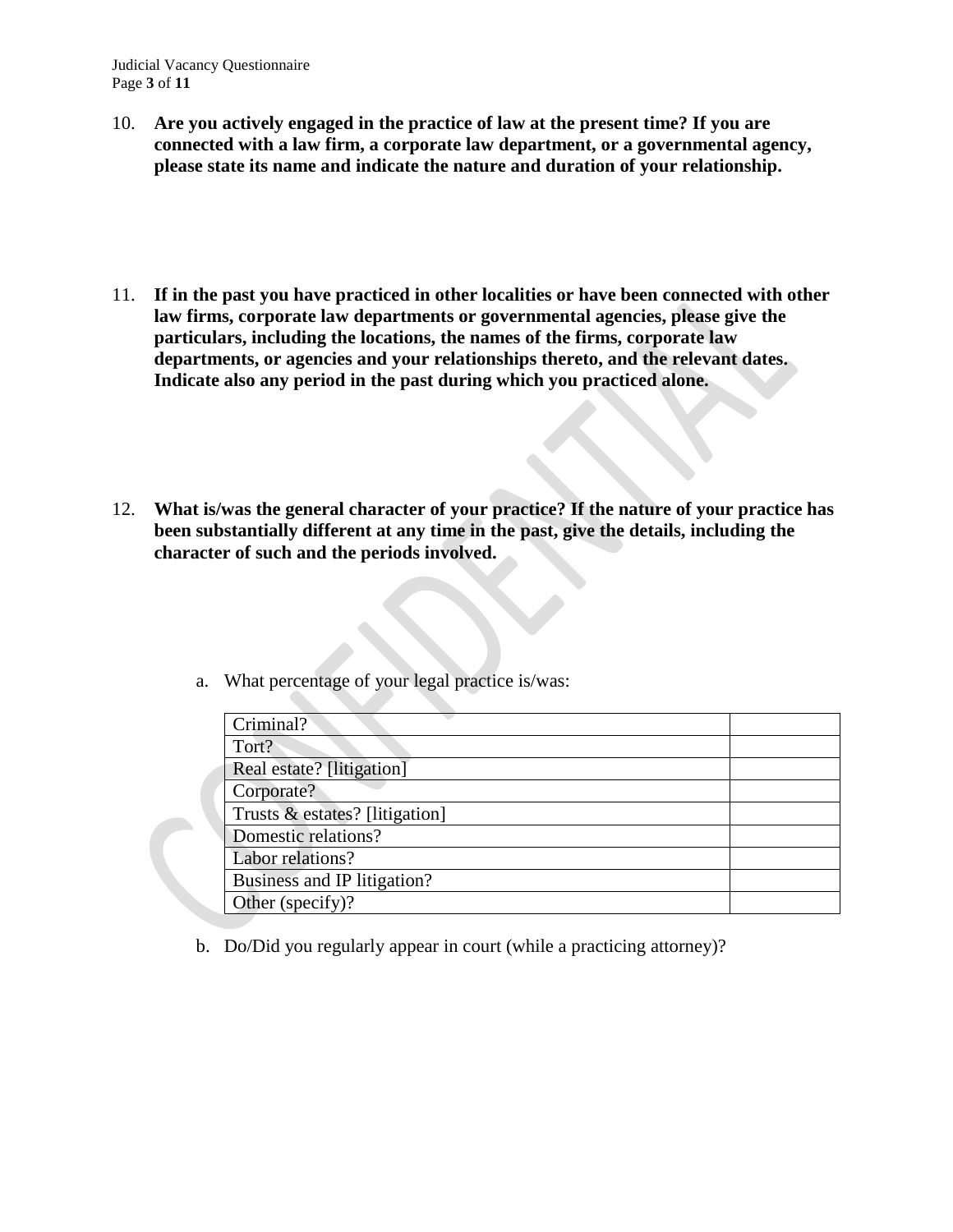10. **Are you actively engaged in the practice of law at the present time? If you are connected with a law firm, a corporate law department, or a governmental agency, please state its name and indicate the nature and duration of your relationship.**

11. **If in the past you have practiced in other localities or have been connected with other law firms, corporate law departments or governmental agencies, please give the particulars, including the locations, the names of the firms, corporate law departments, or agencies and your relationships thereto, and the relevant dates. Indicate also any period in the past during which you practiced alone.**

12. **What is/was the general character of your practice? If the nature of your practice has been substantially different at any time in the past, give the details, including the character of such and the periods involved.**

    a. What percentage of your legal practice is/was:

| | |
|---|---|
| Criminal? | |
| Tort? | |
| Real estate? [litigation] | |
| Corporate? | |
| Trusts & estates? [litigation] | |
| Domestic relations? | |
| Labor relations? | |
| Business and IP litigation? | |
| Other (specify)? | |

    b. Do/Did you regularly appear in court (while a practicing attorney)?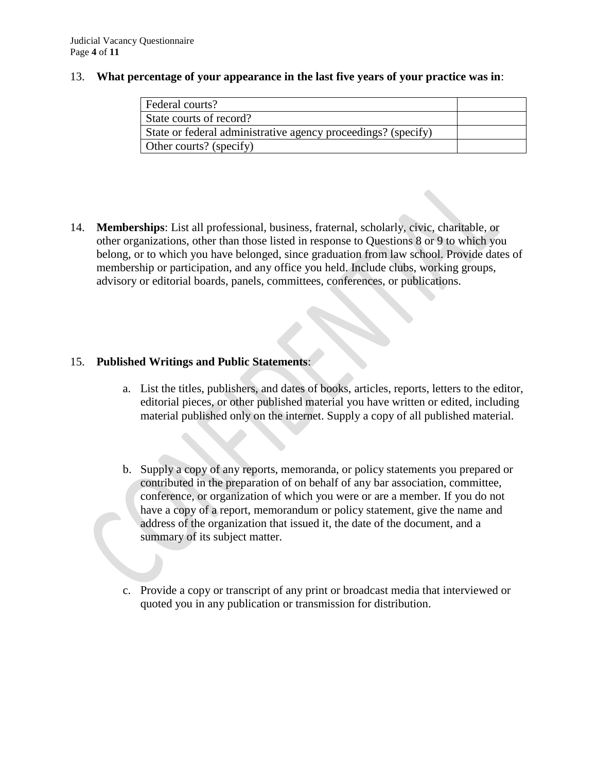13. **What percentage of your appearance in the last five years of your practice was in**:

| | |
|---|---|
| Federal courts? | |
| State courts of record? | |
| State or federal administrative agency proceedings? (specify) | |
| Other courts? (specify) | |

14. **Memberships**: List all professional, business, fraternal, scholarly, civic, charitable, or other organizations, other than those listed in response to Questions 8 or 9 to which you belong, or to which you have belonged, since graduation from law school. Provide dates of membership or participation, and any office you held. Include clubs, working groups, advisory or editorial boards, panels, committees, conferences, or publications.

15. **Published Writings and Public Statements**:

    a. List the titles, publishers, and dates of books, articles, reports, letters to the editor, editorial pieces, or other published material you have written or edited, including material published only on the internet. Supply a copy of all published material.

    b. Supply a copy of any reports, memoranda, or policy statements you prepared or contributed in the preparation of on behalf of any bar association, committee, conference, or organization of which you were or are a member. If you do not have a copy of a report, memorandum or policy statement, give the name and address of the organization that issued it, the date of the document, and a summary of its subject matter.

    c. Provide a copy or transcript of any print or broadcast media that interviewed or quoted you in any publication or transmission for distribution.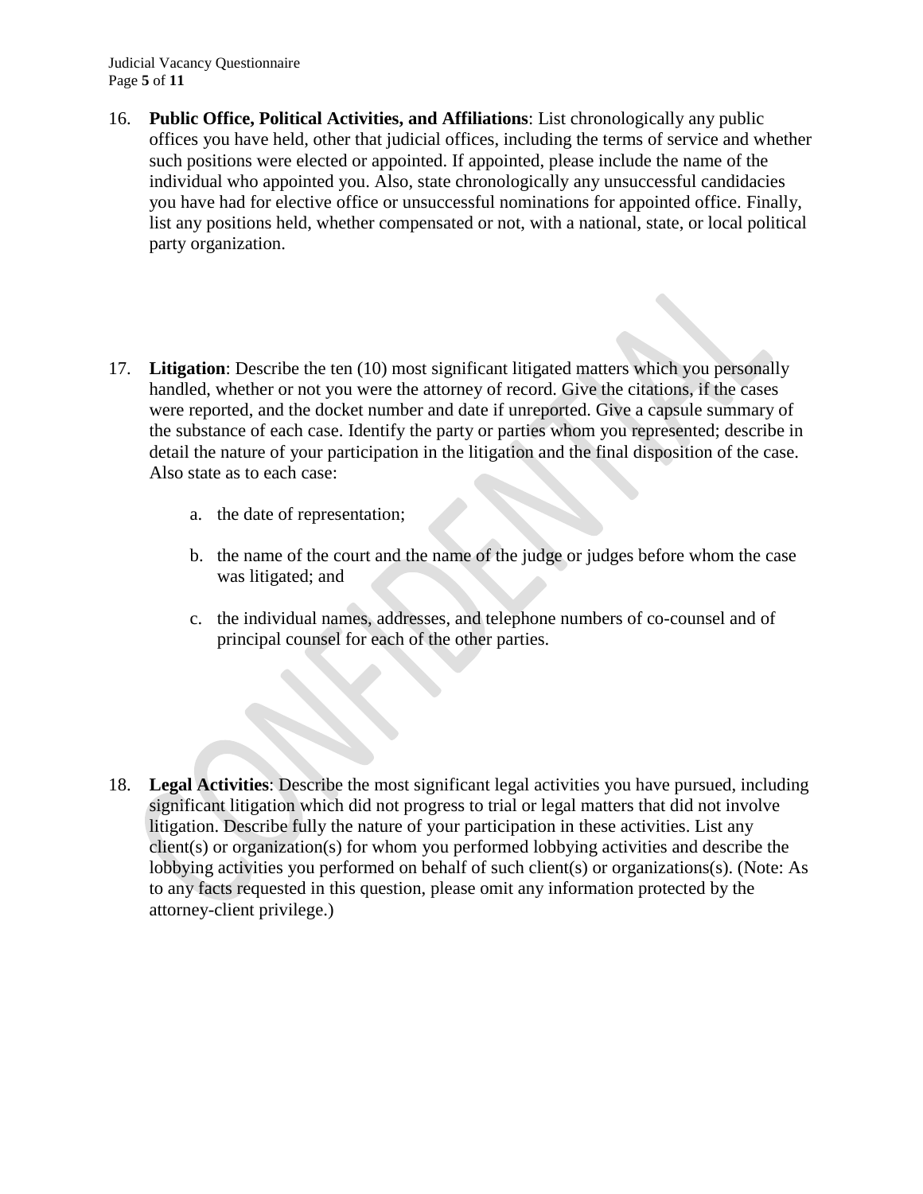16. **Public Office, Political Activities, and Affiliations**: List chronologically any public offices you have held, other that judicial offices, including the terms of service and whether such positions were elected or appointed. If appointed, please include the name of the individual who appointed you. Also, state chronologically any unsuccessful candidacies you have had for elective office or unsuccessful nominations for appointed office. Finally, list any positions held, whether compensated or not, with a national, state, or local political party organization.

17. **Litigation**: Describe the ten (10) most significant litigated matters which you personally handled, whether or not you were the attorney of record. Give the citations, if the cases were reported, and the docket number and date if unreported. Give a capsule summary of the substance of each case. Identify the party or parties whom you represented; describe in detail the nature of your participation in the litigation and the final disposition of the case. Also state as to each case:

    a. the date of representation;

    b. the name of the court and the name of the judge or judges before whom the case was litigated; and

    c. the individual names, addresses, and telephone numbers of co-counsel and of principal counsel for each of the other parties.

18. **Legal Activities**: Describe the most significant legal activities you have pursued, including significant litigation which did not progress to trial or legal matters that did not involve litigation. Describe fully the nature of your participation in these activities. List any client(s) or organization(s) for whom you performed lobbying activities and describe the lobbying activities you performed on behalf of such client(s) or organizations(s). (Note: As to any facts requested in this question, please omit any information protected by the attorney-client privilege.)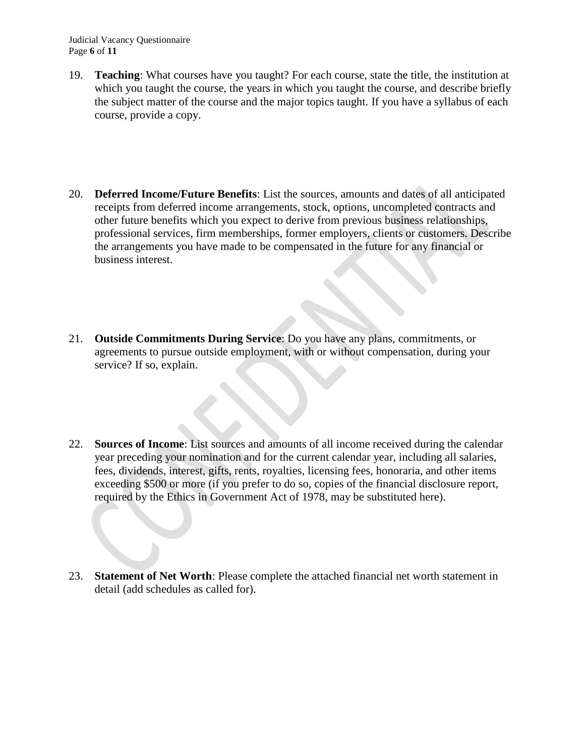19. **Teaching**: What courses have you taught? For each course, state the title, the institution at which you taught the course, the years in which you taught the course, and describe briefly the subject matter of the course and the major topics taught. If you have a syllabus of each course, provide a copy.

20. **Deferred Income/Future Benefits**: List the sources, amounts and dates of all anticipated receipts from deferred income arrangements, stock, options, uncompleted contracts and other future benefits which you expect to derive from previous business relationships, professional services, firm memberships, former employers, clients or customers. Describe the arrangements you have made to be compensated in the future for any financial or business interest.

21. **Outside Commitments During Service**: Do you have any plans, commitments, or agreements to pursue outside employment, with or without compensation, during your service? If so, explain.

22. **Sources of Income**: List sources and amounts of all income received during the calendar year preceding your nomination and for the current calendar year, including all salaries, fees, dividends, interest, gifts, rents, royalties, licensing fees, honoraria, and other items exceeding $500 or more (if you prefer to do so, copies of the financial disclosure report, required by the Ethics in Government Act of 1978, may be substituted here).

23. **Statement of Net Worth**: Please complete the attached financial net worth statement in detail (add schedules as called for).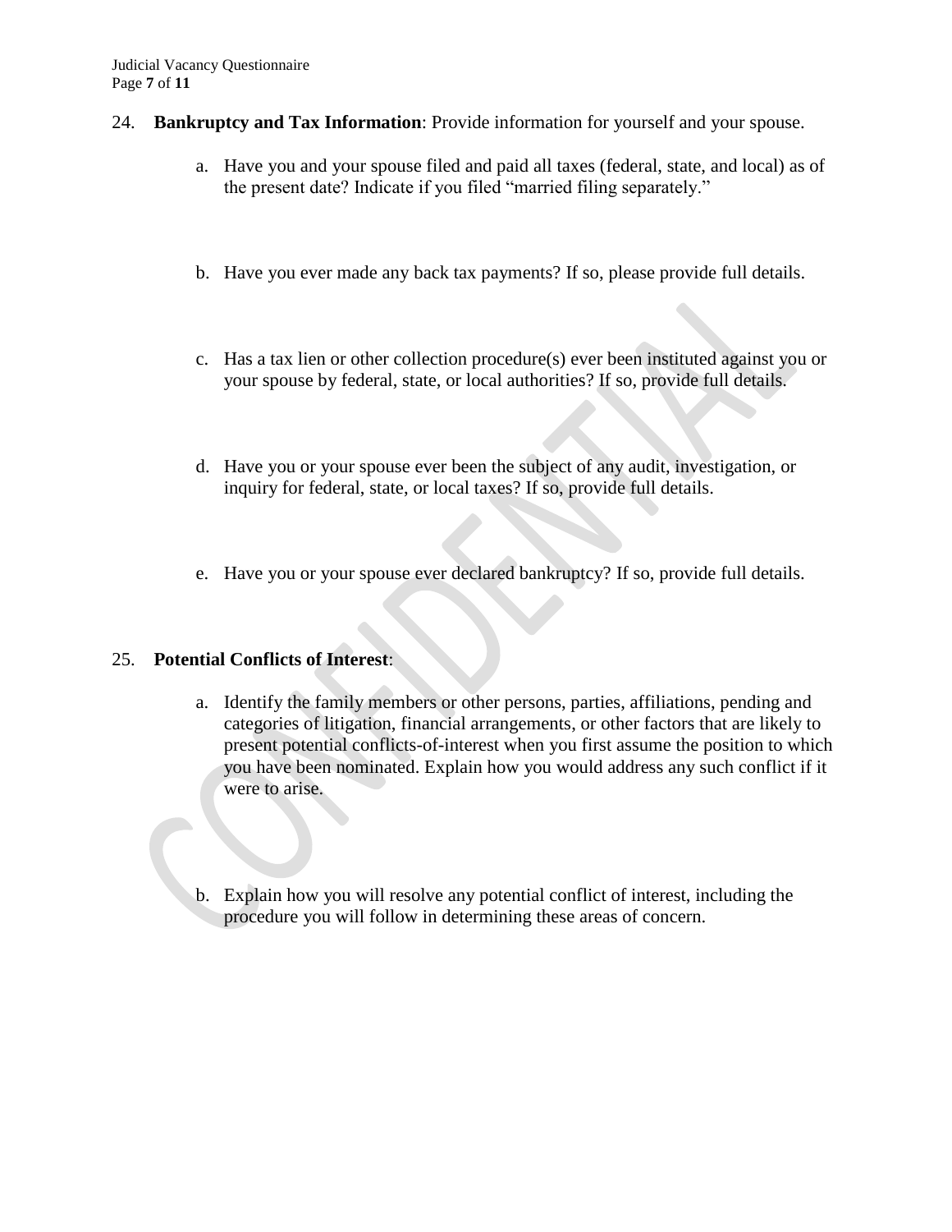24. **Bankruptcy and Tax Information**: Provide information for yourself and your spouse.

    a. Have you and your spouse filed and paid all taxes (federal, state, and local) as of the present date? Indicate if you filed "married filing separately."

    b. Have you ever made any back tax payments? If so, please provide full details.

    c. Has a tax lien or other collection procedure(s) ever been instituted against you or your spouse by federal, state, or local authorities? If so, provide full details.

    d. Have you or your spouse ever been the subject of any audit, investigation, or inquiry for federal, state, or local taxes? If so, provide full details.

    e. Have you or your spouse ever declared bankruptcy? If so, provide full details.

25. **Potential Conflicts of Interest**:

    a. Identify the family members or other persons, parties, affiliations, pending and categories of litigation, financial arrangements, or other factors that are likely to present potential conflicts-of-interest when you first assume the position to which you have been nominated. Explain how you would address any such conflict if it were to arise.

    b. Explain how you will resolve any potential conflict of interest, including the procedure you will follow in determining these areas of concern.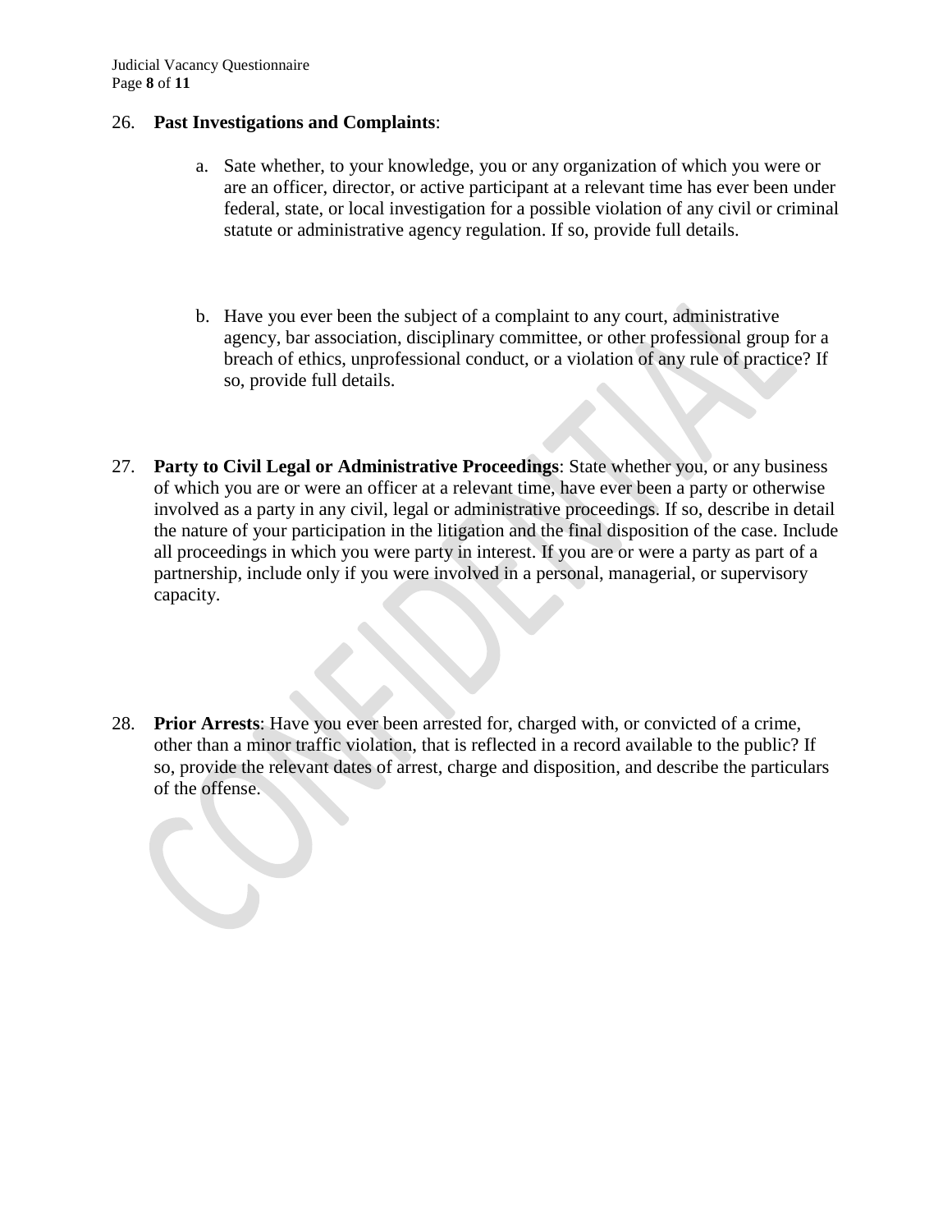26. **Past Investigations and Complaints**:

    a. Sate whether, to your knowledge, you or any organization of which you were or are an officer, director, or active participant at a relevant time has ever been under federal, state, or local investigation for a possible violation of any civil or criminal statute or administrative agency regulation. If so, provide full details.

    b. Have you ever been the subject of a complaint to any court, administrative agency, bar association, disciplinary committee, or other professional group for a breach of ethics, unprofessional conduct, or a violation of any rule of practice? If so, provide full details.

27. **Party to Civil Legal or Administrative Proceedings**: State whether you, or any business of which you are or were an officer at a relevant time, have ever been a party or otherwise involved as a party in any civil, legal or administrative proceedings. If so, describe in detail the nature of your participation in the litigation and the final disposition of the case. Include all proceedings in which you were party in interest. If you are or were a party as part of a partnership, include only if you were involved in a personal, managerial, or supervisory capacity.

28. **Prior Arrests**: Have you ever been arrested for, charged with, or convicted of a crime, other than a minor traffic violation, that is reflected in a record available to the public? If so, provide the relevant dates of arrest, charge and disposition, and describe the particulars of the offense.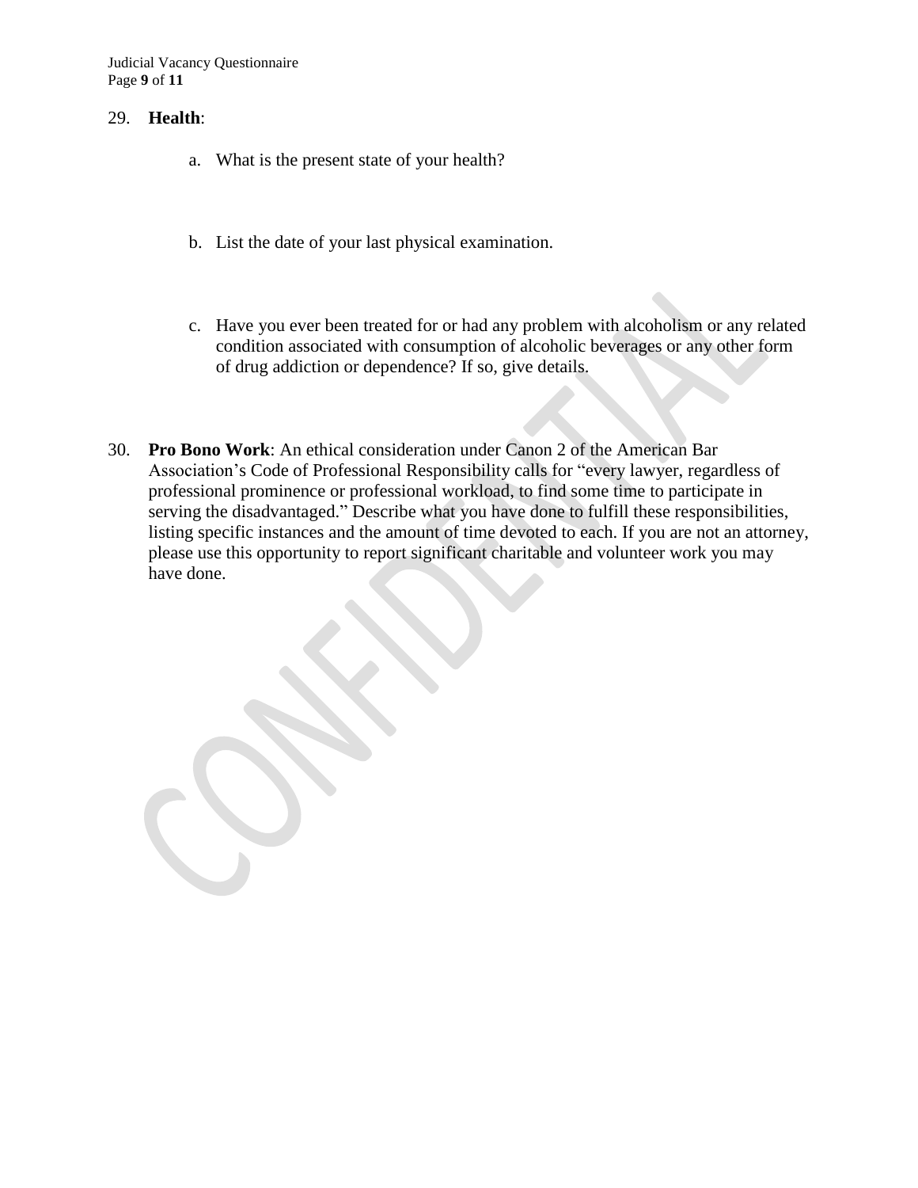29. **Health**:

    a. What is the present state of your health?

    b. List the date of your last physical examination.

    c. Have you ever been treated for or had any problem with alcoholism or any related condition associated with consumption of alcoholic beverages or any other form of drug addiction or dependence? If so, give details.

30. **Pro Bono Work**: An ethical consideration under Canon 2 of the American Bar Association's Code of Professional Responsibility calls for "every lawyer, regardless of professional prominence or professional workload, to find some time to participate in serving the disadvantaged." Describe what you have done to fulfill these responsibilities, listing specific instances and the amount of time devoted to each. If you are not an attorney, please use this opportunity to report significant charitable and volunteer work you may have done.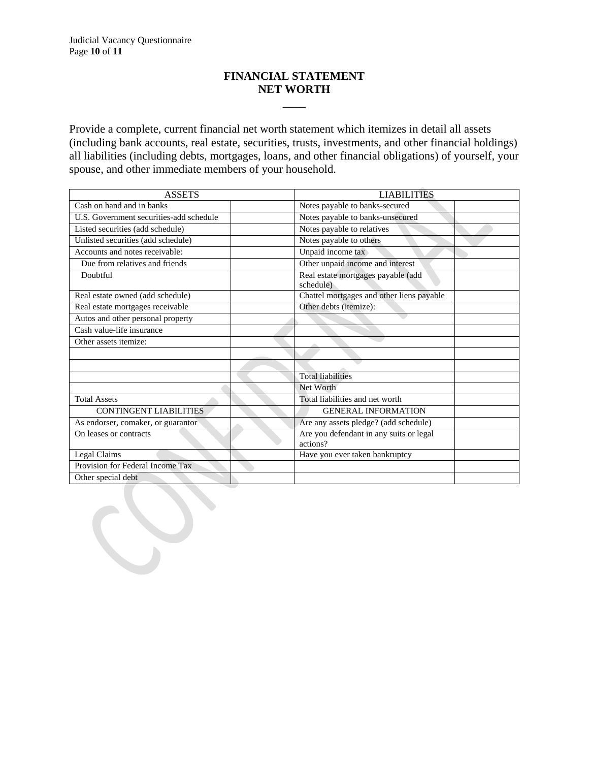## FINANCIAL STATEMENT
## NET WORTH

Provide a complete, current financial net worth statement which itemizes in detail all assets (including bank accounts, real estate, securities, trusts, investments, and other financial holdings) all liabilities (including debts, mortgages, loans, and other financial obligations) of yourself, your spouse, and other immediate members of your household.

| ASSETS | | LIABILITIES | |
|---|---|---|---|
| Cash on hand and in banks | | Notes payable to banks-secured | |
| U.S. Government securities-add schedule | | Notes payable to banks-unsecured | |
| Listed securities (add schedule) | | Notes payable to relatives | |
| Unlisted securities (add schedule) | | Notes payable to others | |
| Accounts and notes receivable: | | Unpaid income tax | |
| Due from relatives and friends | | Other unpaid income and interest | |
| Doubtful | | Real estate mortgages payable (add schedule) | |
| Real estate owned (add schedule) | | Chattel mortgages and other liens payable | |
| Real estate mortgages receivable | | Other debts (itemize): | |
| Autos and other personal property | | | |
| Cash value-life insurance | | | |
| Other assets itemize: | | | |
| | | | |
| | | | |
| | | Total liabilities | |
| | | Net Worth | |
| Total Assets | | Total liabilities and net worth | |
| CONTINGENT LIABILITIES | | GENERAL INFORMATION | |
| As endorser, comaker, or guarantor | | Are any assets pledge? (add schedule) | |
| On leases or contracts | | Are you defendant in any suits or legal actions? | |
| Legal Claims | | Have you ever taken bankruptcy | |
| Provision for Federal Income Tax | | | |
| Other special debt | | | |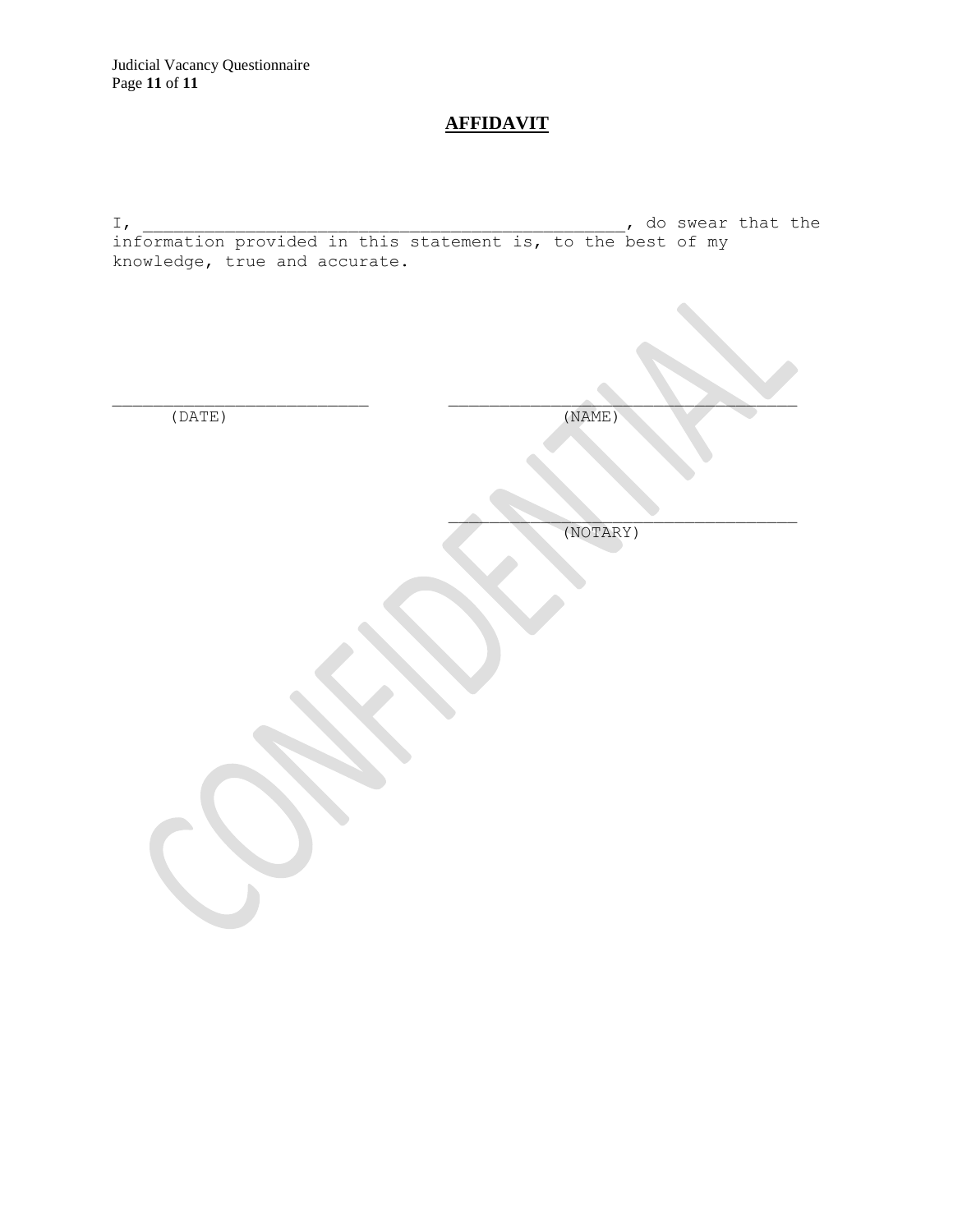# AFFIDAVIT

I, ______________________________________________, do swear that the information provided in this statement is, to the best of my knowledge, true and accurate.

_________________________ (DATE)

__________________________________ (NAME)

__________________________________ (NOTARY)

CONFIDENTIAL